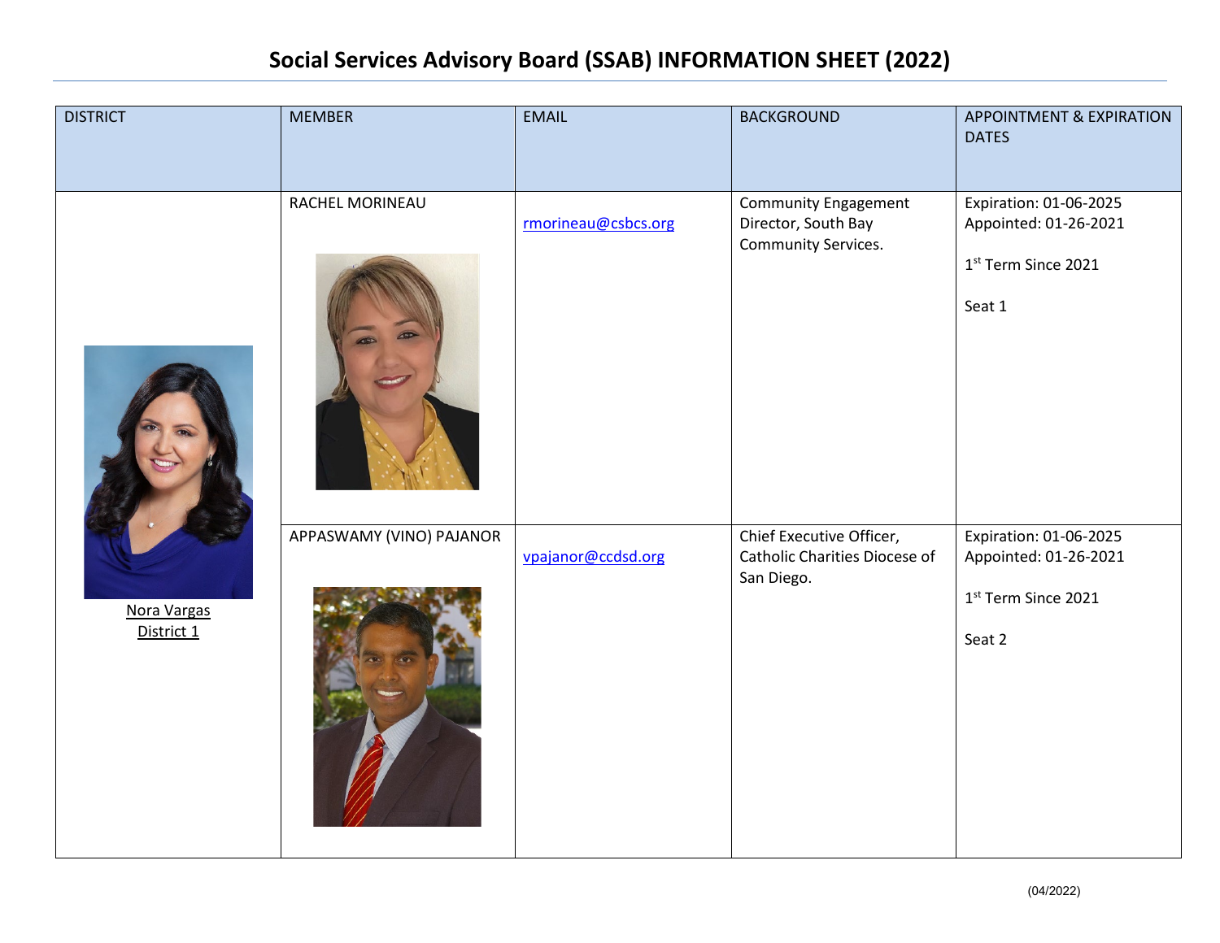# Social Services Advisory Board (SSAB) INFORMATION SHEET (2022)

| DISTRICT | MEMBER | EMAIL | BACKGROUND | APPOINTMENT & EXPIRATION DATES |
|---|---|---|---|---|
| Nora Vargas District 1 | RACHEL MORINEAU | rmorineau@csbcs.org | Community Engagement Director, South Bay Community Services. | Expiration: 01-06-2025 Appointed: 01-26-2021 1st Term Since 2021 Seat 1 |
| | APPASWAMY (VINO) PAJANOR | vpajanor@ccdsd.org | Chief Executive Officer, Catholic Charities Diocese of San Diego. | Expiration: 01-06-2025 Appointed: 01-26-2021 1st Term Since 2021 Seat 2 |

(04/2022)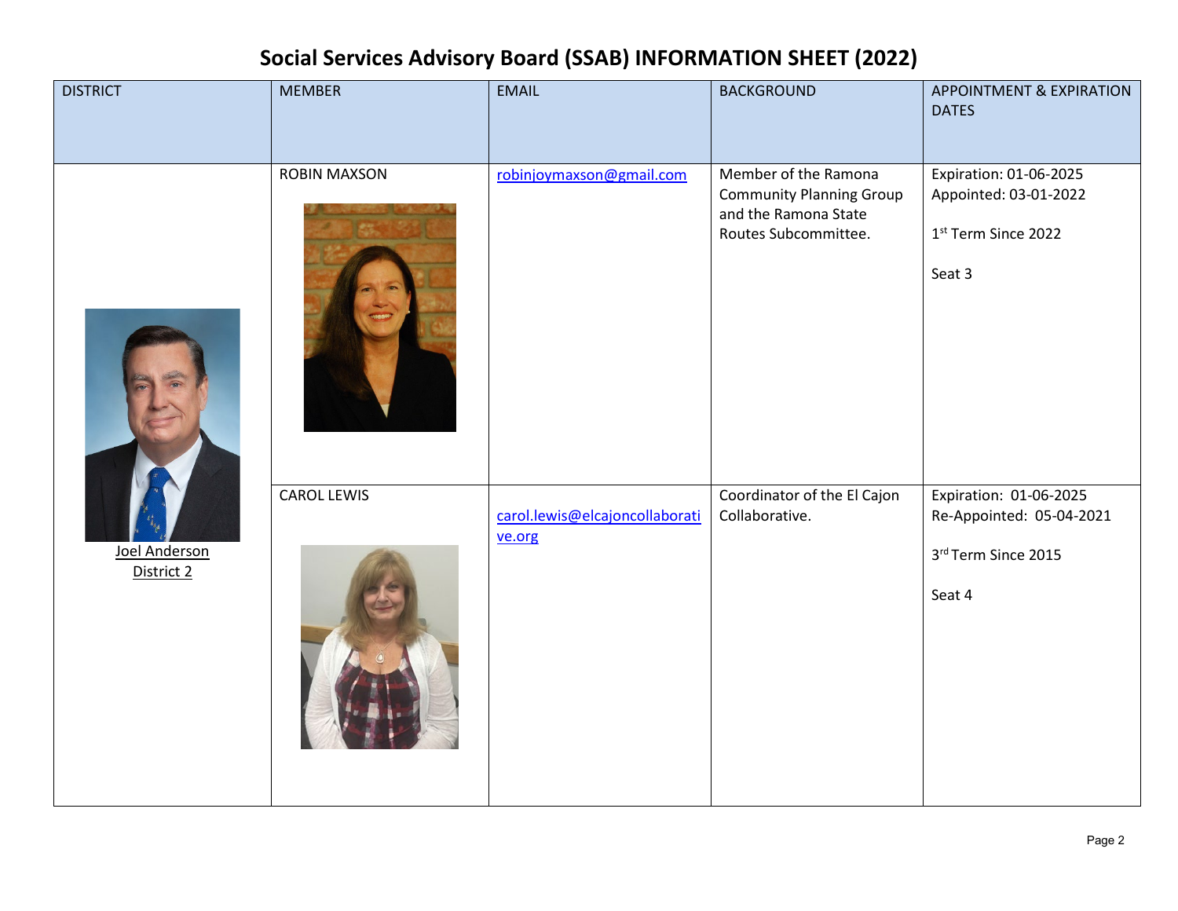# Social Services Advisory Board (SSAB) INFORMATION SHEET (2022)

| DISTRICT | MEMBER | EMAIL | BACKGROUND | APPOINTMENT & EXPIRATION DATES |
|---|---|---|---|---|
| Joel Anderson District 2 | ROBIN MAXSON | robinjoymaxson@gmail.com | Member of the Ramona Community Planning Group and the Ramona State Routes Subcommittee. | Expiration: 01-06-2025 Appointed: 03-01-2022 1st Term Since 2022 Seat 3 |
| | CAROL LEWIS | carol.lewis@elcajoncollaborative.org | Coordinator of the El Cajon Collaborative. | Expiration: 01-06-2025 Re-Appointed: 05-04-2021 3rd Term Since 2015 Seat 4 |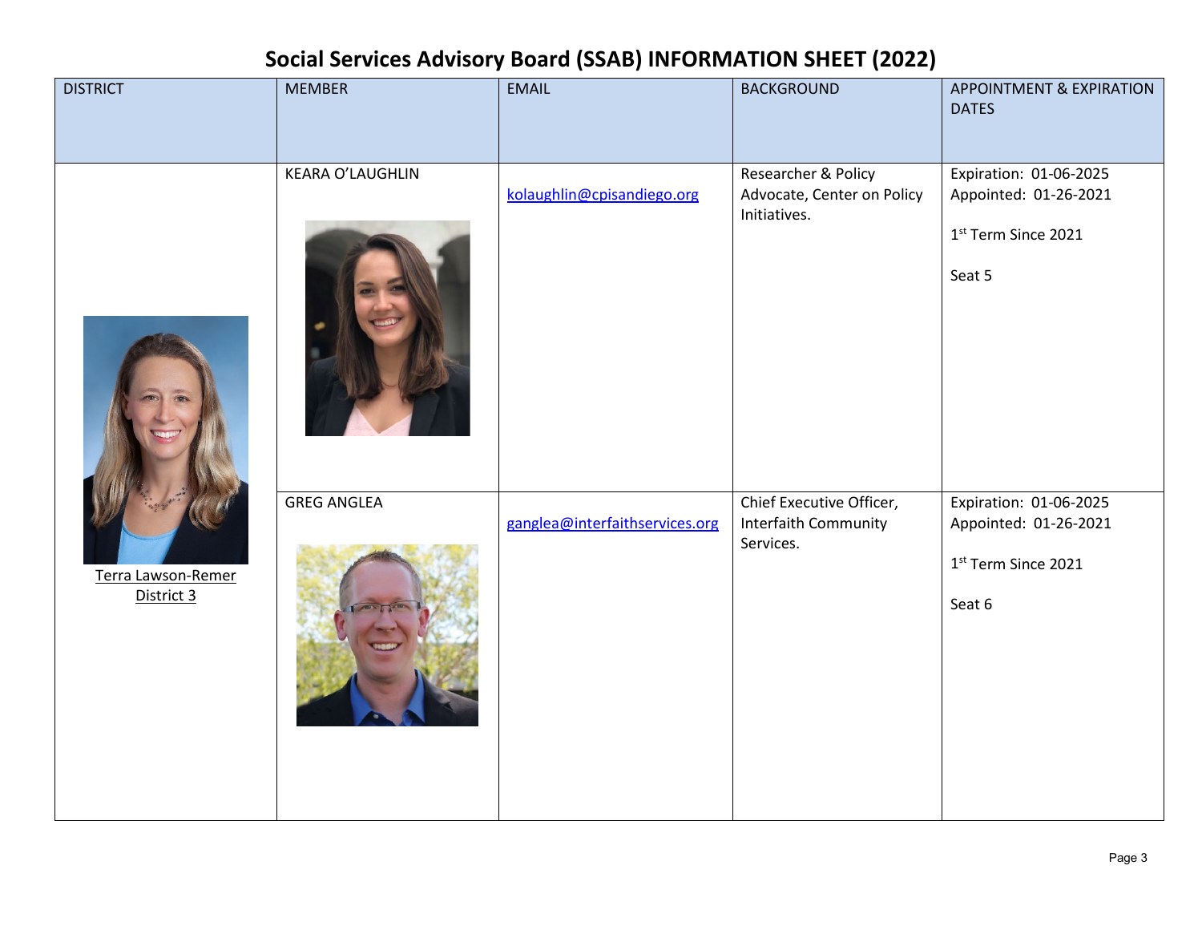# Social Services Advisory Board (SSAB) INFORMATION SHEET (2022)

| DISTRICT | MEMBER | EMAIL | BACKGROUND | APPOINTMENT & EXPIRATION DATES |
|---|---|---|---|---|
| Terra Lawson-Remer District 3 | KEARA O'LAUGHLIN | kolaughlin@cpisandiego.org | Researcher & Policy Advocate, Center on Policy Initiatives. | Expiration: 01-06-2025 Appointed: 01-26-2021 1st Term Since 2021 Seat 5 |
| | GREG ANGLEA | ganglea@interfaithservices.org | Chief Executive Officer, Interfaith Community Services. | Expiration: 01-06-2025 Appointed: 01-26-2021 1st Term Since 2021 Seat 6 |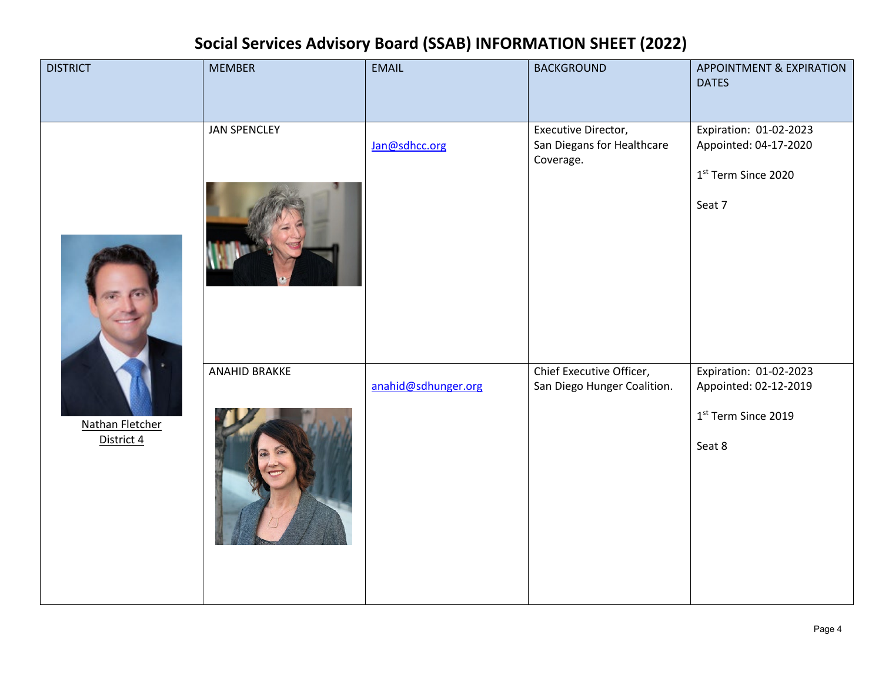# Social Services Advisory Board (SSAB) INFORMATION SHEET (2022)

| DISTRICT | MEMBER | EMAIL | BACKGROUND | APPOINTMENT & EXPIRATION DATES |
|---|---|---|---|---|
| Nathan Fletcher District 4 | JAN SPENCLEY | Jan@sdhcc.org | Executive Director, San Diegans for Healthcare Coverage. | Expiration: 01-02-2023<br>Appointed: 04-17-2020<br><br>1st Term Since 2020<br><br>Seat 7 |
| | ANAHID BRAKKE | anahid@sdhunger.org | Chief Executive Officer, San Diego Hunger Coalition. | Expiration: 01-02-2023<br>Appointed: 02-12-2019<br><br>1st Term Since 2019<br><br>Seat 8 |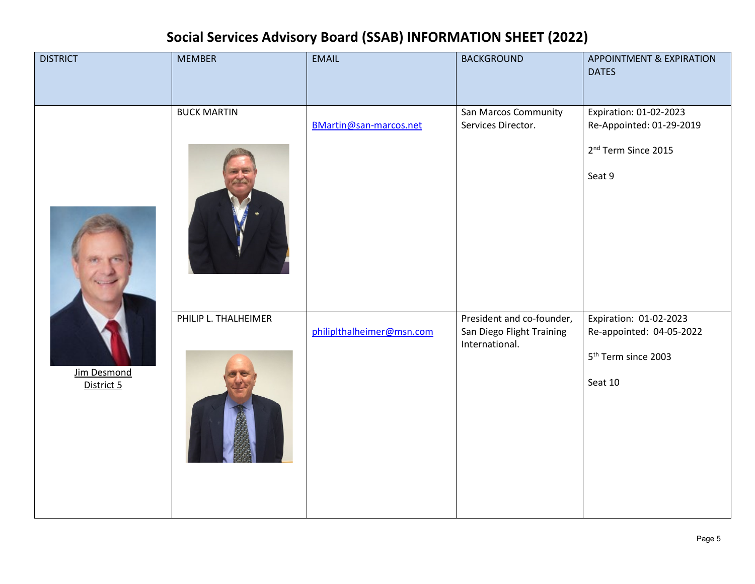# Social Services Advisory Board (SSAB) INFORMATION SHEET (2022)

| DISTRICT | MEMBER | EMAIL | BACKGROUND | APPOINTMENT & EXPIRATION DATES |
|---|---|---|---|---|
| Jim Desmond District 5 | BUCK MARTIN | BMartin@san-marcos.net | San Marcos Community Services Director. | Expiration: 01-02-2023 Re-Appointed: 01-29-2019 2nd Term Since 2015 Seat 9 |
| | PHILIP L. THALHEIMER | philiplthalheimer@msn.com | President and co-founder, San Diego Flight Training International. | Expiration: 01-02-2023 Re-appointed: 04-05-2022 5th Term since 2003 Seat 10 |